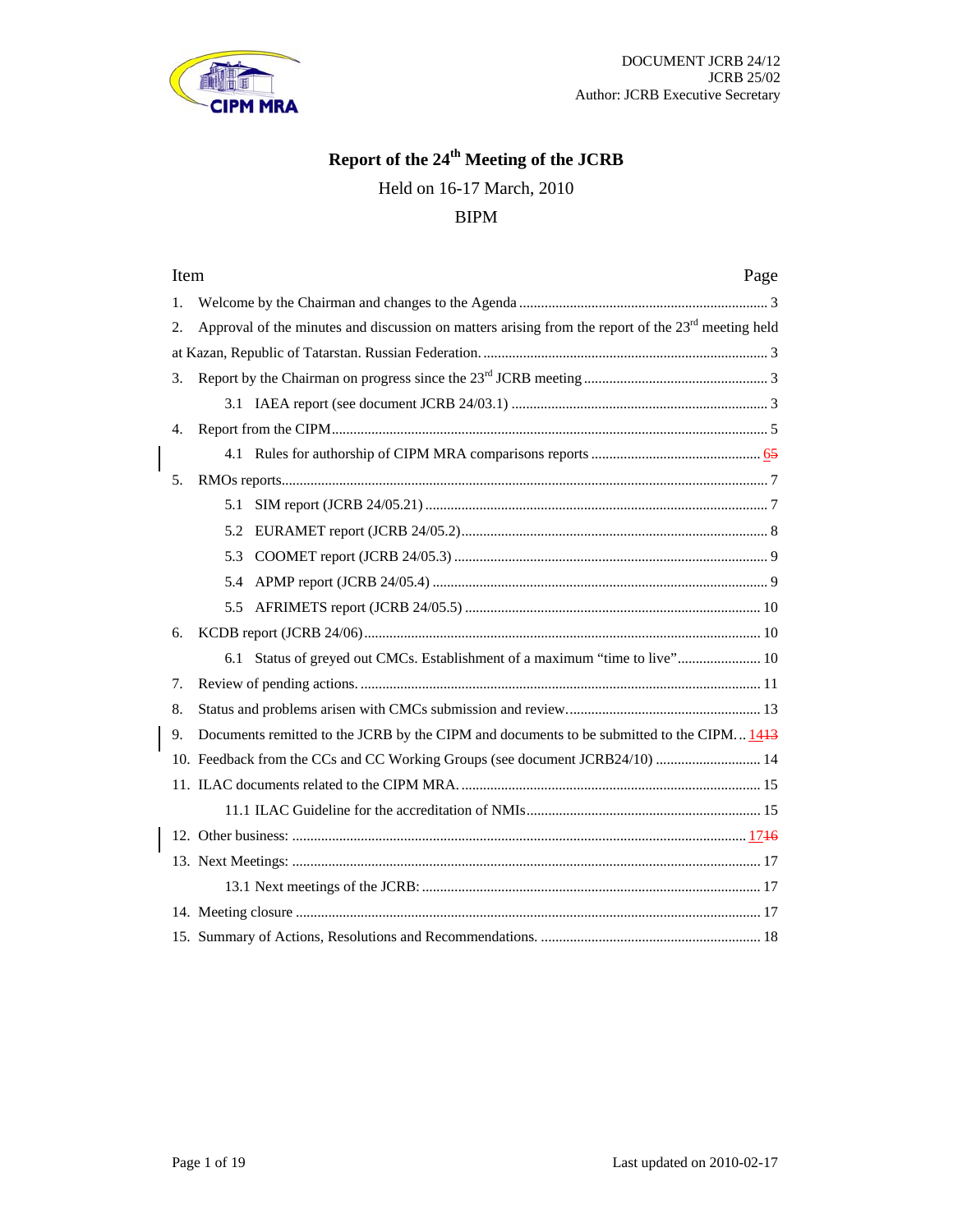DOCUMENT JCRB 24/12
JCRB 25/02
Author: JCRB Executive Secretary

# Report of the 24th Meeting of the JCRB

Held on 16-17 March, 2010

BIPM

| Item | Page |
|---|---|
| 1. Welcome by the Chairman and changes to the Agenda | 3 |
| 2. Approval of the minutes and discussion on matters arising from the report of the 23rd meeting held at Kazan, Republic of Tatarstan. Russian Federation. | 3 |
| 3. Report by the Chairman on progress since the 23rd JCRB meeting | 3 |
| 3.1 IAEA report (see document JCRB 24/03.1) | 3 |
| 4. Report from the CIPM | 5 |
| 4.1 Rules for authorship of CIPM MRA comparisons reports | ~~5~~ 6 |
| 5. RMOs reports | 7 |
| 5.1 SIM report (JCRB 24/05.21) | 7 |
| 5.2 EURAMET report (JCRB 24/05.2) | 8 |
| 5.3 COOMET report (JCRB 24/05.3) | 9 |
| 5.4 APMP report (JCRB 24/05.4) | 9 |
| 5.5 AFRIMETS report (JCRB 24/05.5) | 10 |
| 6. KCDB report (JCRB 24/06) | 10 |
| 6.1 Status of greyed out CMCs. Establishment of a maximum "time to live" | 10 |
| 7. Review of pending actions. | 11 |
| 8. Status and problems arisen with CMCs submission and review. | 13 |
| 9. Documents remitted to the JCRB by the CIPM and documents to be submitted to the CIPM. | ~~13~~ 14 |
| 10. Feedback from the CCs and CC Working Groups (see document JCRB24/10) | 14 |
| 11. ILAC documents related to the CIPM MRA. | 15 |
| 11.1 ILAC Guideline for the accreditation of NMIs | 15 |
| 12. Other business: | ~~16~~ 17 |
| 13. Next Meetings: | 17 |
| 13.1 Next meetings of the JCRB: | 17 |
| 14. Meeting closure | 17 |
| 15. Summary of Actions, Resolutions and Recommendations. | 18 |

Last updated on 2010-02-17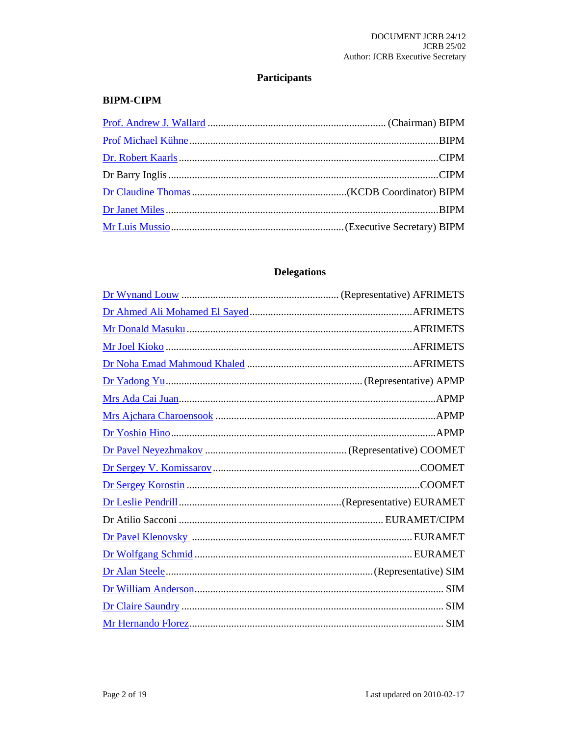DOCUMENT JCRB 24/12
JCRB 25/02
Author: JCRB Executive Secretary

## Participants

### BIPM-CIPM

Prof. Andrew J. Wallard ............................................................. (Chairman) BIPM

Prof Michael Kühne ....................................................................................BIPM

Dr. Robert Kaarls .......................................................................................CIPM

Dr Barry Inglis ............................................................................................CIPM

Dr Claudine Thomas ..........................................................(KCDB Coordinator) BIPM

Dr Janet Miles ..............................................................................................BIPM

Mr Luis Mussio ..............................................................(Executive Secretary) BIPM

## Delegations

Dr Wynand Louw ........................................................... (Representative) AFRIMETS

Dr Ahmed Ali Mohamed El Sayed .............................................................AFRIMETS

Mr Donald Masuku .....................................................................................AFRIMETS

Mr Joel Kioko .............................................................................................AFRIMETS

Dr Noha Emad Mahmoud Khaled ...............................................................AFRIMETS

Dr Yadong Yu......................................................................... (Representative) APMP

Mrs Ada Cai Juan..............................................................................................APMP

Mrs Ajchara Charoensook ...................................................................................APMP

Dr Yoshio Hino ....................................................................................................APMP

Dr Pavel Neyezhmakov ..................................................... (Representative) COOMET

Dr Sergey V. Komissarov ..............................................................................COOMET

Dr Sergey Korostin ........................................................................................COOMET

Dr Leslie Pendrill............................................................(Representative) EURAMET

Dr Atilio Sacconi ...................................................................... EURAMET/CIPM

Dr Pavel Klenovsky ........................................................................................ EURAMET

Dr Wolfgang Schmid ....................................................................................... EURAMET

Dr Alan Steele.............................................................................(Representative) SIM

Dr William Anderson.............................................................................................. SIM

Dr Claire Saundry .................................................................................................. SIM

Mr Hernando Florez................................................................................................ SIM

Last updated on 2010-02-17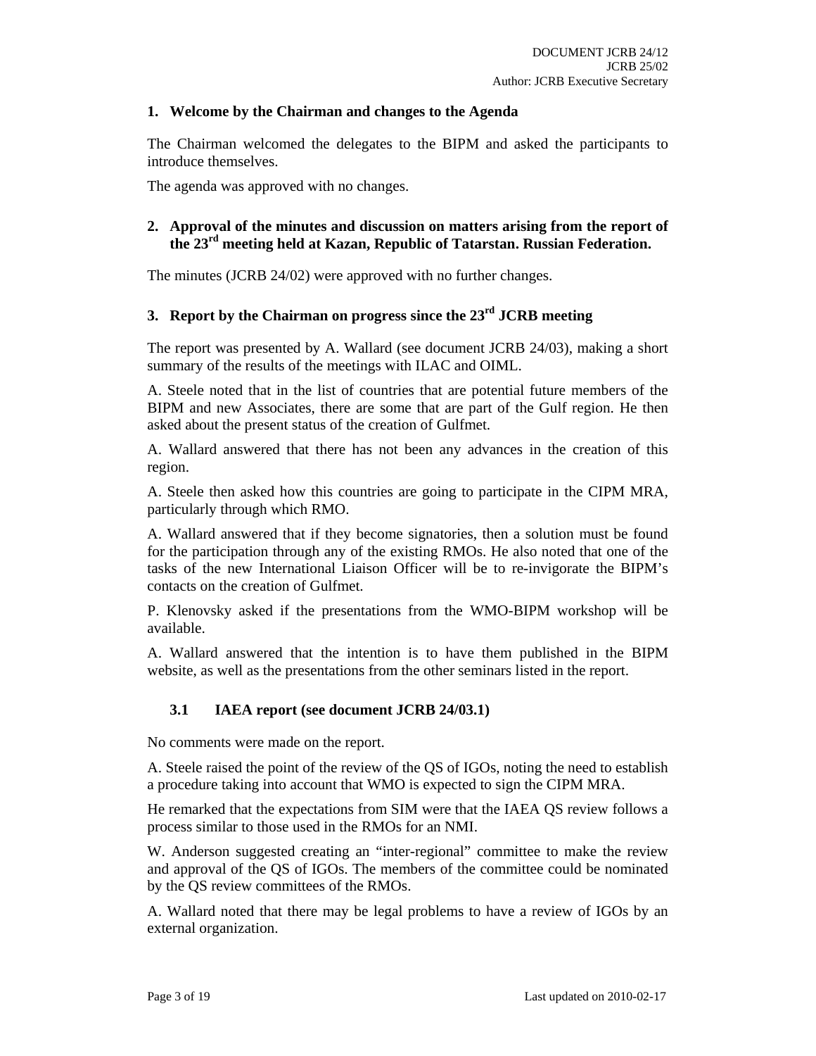## 1. Welcome by the Chairman and changes to the Agenda

The Chairman welcomed the delegates to the BIPM and asked the participants to introduce themselves.

The agenda was approved with no changes.

## 2. Approval of the minutes and discussion on matters arising from the report of the 23rd meeting held at Kazan, Republic of Tatarstan. Russian Federation.

The minutes (JCRB 24/02) were approved with no further changes.

## 3. Report by the Chairman on progress since the 23rd JCRB meeting

The report was presented by A. Wallard (see document JCRB 24/03), making a short summary of the results of the meetings with ILAC and OIML.

A. Steele noted that in the list of countries that are potential future members of the BIPM and new Associates, there are some that are part of the Gulf region. He then asked about the present status of the creation of Gulfmet.

A. Wallard answered that there has not been any advances in the creation of this region.

A. Steele then asked how this countries are going to participate in the CIPM MRA, particularly through which RMO.

A. Wallard answered that if they become signatories, then a solution must be found for the participation through any of the existing RMOs. He also noted that one of the tasks of the new International Liaison Officer will be to re-invigorate the BIPM's contacts on the creation of Gulfmet.

P. Klenovsky asked if the presentations from the WMO-BIPM workshop will be available.

A. Wallard answered that the intention is to have them published in the BIPM website, as well as the presentations from the other seminars listed in the report.

### 3.1 IAEA report (see document JCRB 24/03.1)

No comments were made on the report.

A. Steele raised the point of the review of the QS of IGOs, noting the need to establish a procedure taking into account that WMO is expected to sign the CIPM MRA.

He remarked that the expectations from SIM were that the IAEA QS review follows a process similar to those used in the RMOs for an NMI.

W. Anderson suggested creating an "inter-regional" committee to make the review and approval of the QS of IGOs. The members of the committee could be nominated by the QS review committees of the RMOs.

A. Wallard noted that there may be legal problems to have a review of IGOs by an external organization.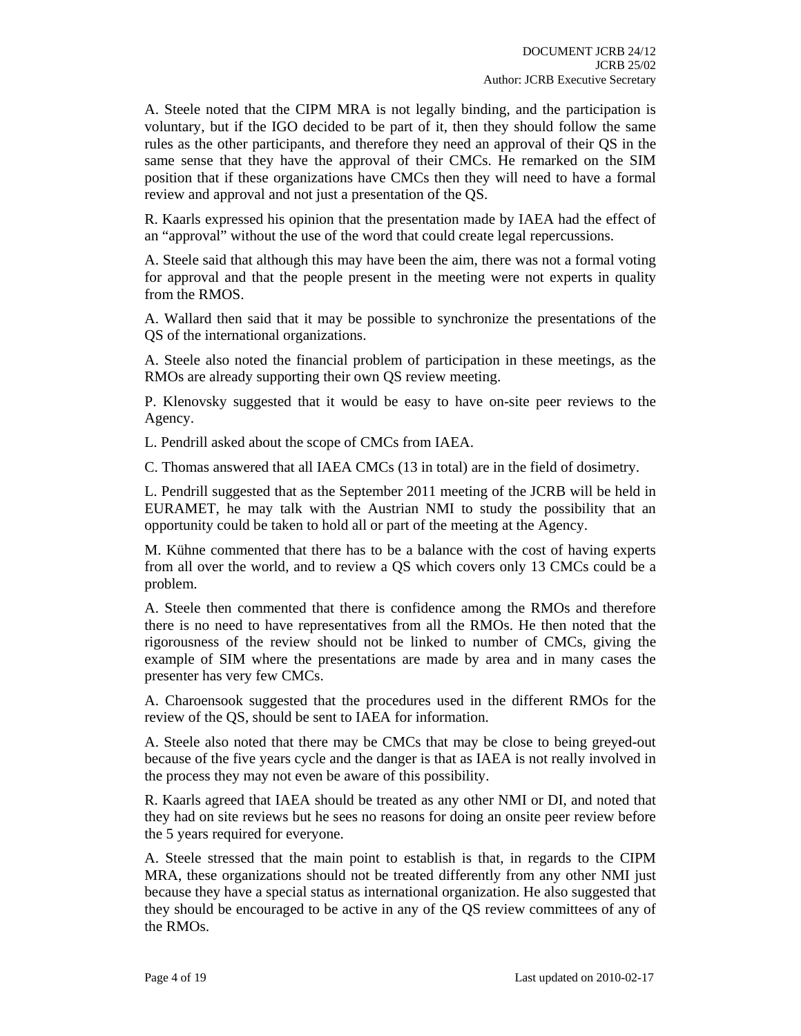A. Steele noted that the CIPM MRA is not legally binding, and the participation is voluntary, but if the IGO decided to be part of it, then they should follow the same rules as the other participants, and therefore they need an approval of their QS in the same sense that they have the approval of their CMCs. He remarked on the SIM position that if these organizations have CMCs then they will need to have a formal review and approval and not just a presentation of the QS.

R. Kaarls expressed his opinion that the presentation made by IAEA had the effect of an "approval" without the use of the word that could create legal repercussions.

A. Steele said that although this may have been the aim, there was not a formal voting for approval and that the people present in the meeting were not experts in quality from the RMOS.

A. Wallard then said that it may be possible to synchronize the presentations of the QS of the international organizations.

A. Steele also noted the financial problem of participation in these meetings, as the RMOs are already supporting their own QS review meeting.

P. Klenovsky suggested that it would be easy to have on-site peer reviews to the Agency.

L. Pendrill asked about the scope of CMCs from IAEA.

C. Thomas answered that all IAEA CMCs (13 in total) are in the field of dosimetry.

L. Pendrill suggested that as the September 2011 meeting of the JCRB will be held in EURAMET, he may talk with the Austrian NMI to study the possibility that an opportunity could be taken to hold all or part of the meeting at the Agency.

M. Kühne commented that there has to be a balance with the cost of having experts from all over the world, and to review a QS which covers only 13 CMCs could be a problem.

A. Steele then commented that there is confidence among the RMOs and therefore there is no need to have representatives from all the RMOs. He then noted that the rigorousness of the review should not be linked to number of CMCs, giving the example of SIM where the presentations are made by area and in many cases the presenter has very few CMCs.

A. Charoensook suggested that the procedures used in the different RMOs for the review of the QS, should be sent to IAEA for information.

A. Steele also noted that there may be CMCs that may be close to being greyed-out because of the five years cycle and the danger is that as IAEA is not really involved in the process they may not even be aware of this possibility.

R. Kaarls agreed that IAEA should be treated as any other NMI or DI, and noted that they had on site reviews but he sees no reasons for doing an onsite peer review before the 5 years required for everyone.

A. Steele stressed that the main point to establish is that, in regards to the CIPM MRA, these organizations should not be treated differently from any other NMI just because they have a special status as international organization. He also suggested that they should be encouraged to be active in any of the QS review committees of any of the RMOs.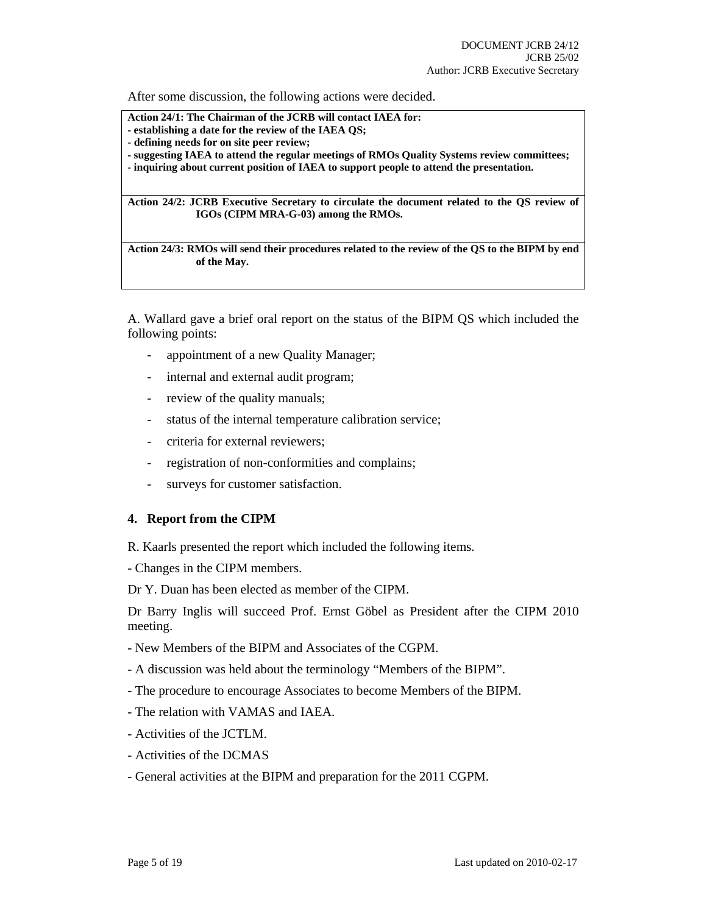After some discussion, the following actions were decided.

**Action 24/1: The Chairman of the JCRB will contact IAEA for:**
**- establishing a date for the review of the IAEA QS;**
**- defining needs for on site peer review;**
**- suggesting IAEA to attend the regular meetings of RMOs Quality Systems review committees;**
**- inquiring about current position of IAEA to support people to attend the presentation.**

**Action 24/2: JCRB Executive Secretary to circulate the document related to the QS review of IGOs (CIPM MRA-G-03) among the RMOs.**

**Action 24/3: RMOs will send their procedures related to the review of the QS to the BIPM by end of the May.**

A. Wallard gave a brief oral report on the status of the BIPM QS which included the following points:

- appointment of a new Quality Manager;
- internal and external audit program;
- review of the quality manuals;
- status of the internal temperature calibration service;
- criteria for external reviewers;
- registration of non-conformities and complains;
- surveys for customer satisfaction.

## 4. Report from the CIPM

R. Kaarls presented the report which included the following items.

- Changes in the CIPM members.

Dr Y. Duan has been elected as member of the CIPM.

Dr Barry Inglis will succeed Prof. Ernst Göbel as President after the CIPM 2010 meeting.

- New Members of the BIPM and Associates of the CGPM.

- A discussion was held about the terminology “Members of the BIPM”.

- The procedure to encourage Associates to become Members of the BIPM.

- The relation with VAMAS and IAEA.

- Activities of the JCTLM.

- Activities of the DCMAS

- General activities at the BIPM and preparation for the 2011 CGPM.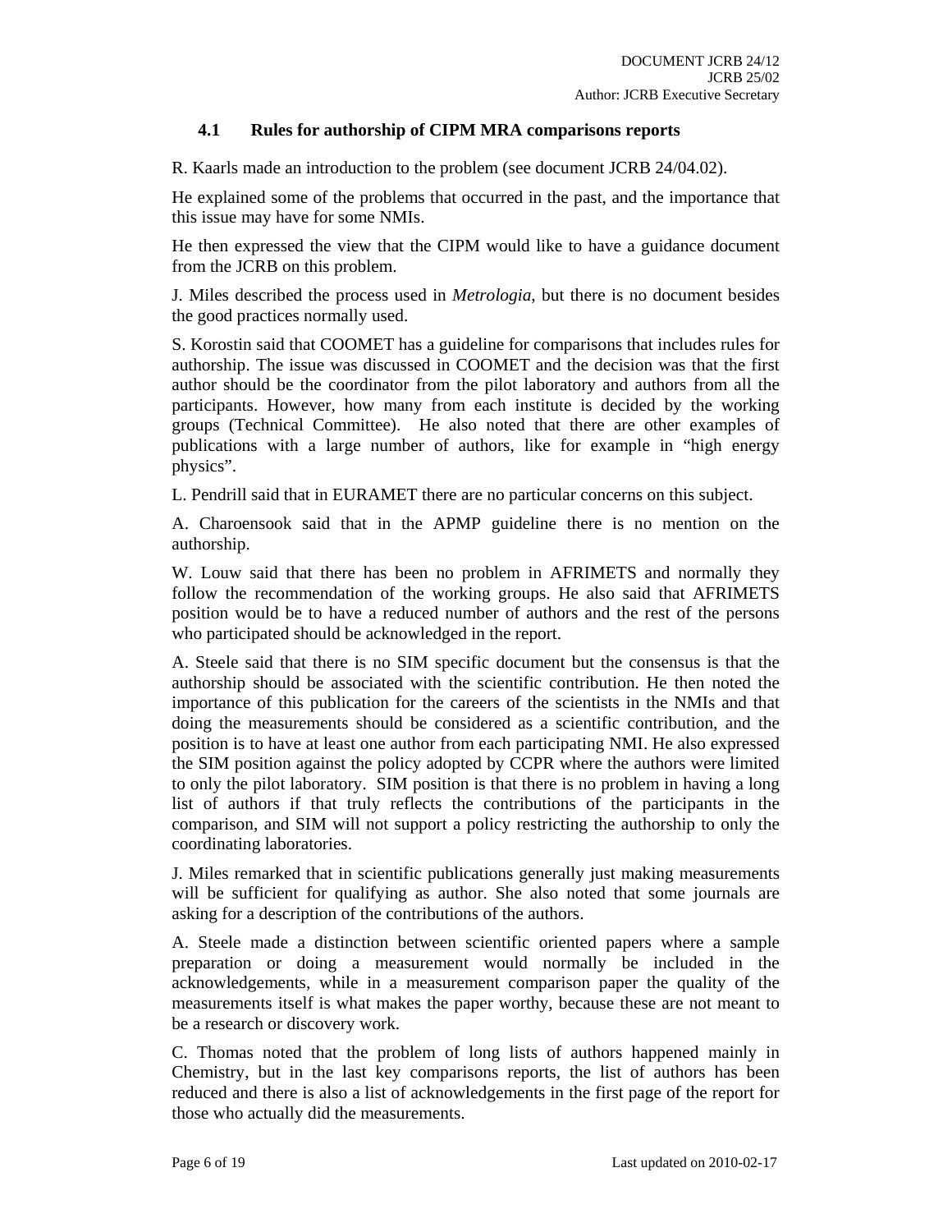### 4.1 Rules for authorship of CIPM MRA comparisons reports

R. Kaarls made an introduction to the problem (see document JCRB 24/04.02).

He explained some of the problems that occurred in the past, and the importance that this issue may have for some NMIs.

He then expressed the view that the CIPM would like to have a guidance document from the JCRB on this problem.

J. Miles described the process used in *Metrologia*, but there is no document besides the good practices normally used.

S. Korostin said that COOMET has a guideline for comparisons that includes rules for authorship. The issue was discussed in COOMET and the decision was that the first author should be the coordinator from the pilot laboratory and authors from all the participants. However, how many from each institute is decided by the working groups (Technical Committee). He also noted that there are other examples of publications with a large number of authors, like for example in "high energy physics".

L. Pendrill said that in EURAMET there are no particular concerns on this subject.

A. Charoensook said that in the APMP guideline there is no mention on the authorship.

W. Louw said that there has been no problem in AFRIMETS and normally they follow the recommendation of the working groups. He also said that AFRIMETS position would be to have a reduced number of authors and the rest of the persons who participated should be acknowledged in the report.

A. Steele said that there is no SIM specific document but the consensus is that the authorship should be associated with the scientific contribution. He then noted the importance of this publication for the careers of the scientists in the NMIs and that doing the measurements should be considered as a scientific contribution, and the position is to have at least one author from each participating NMI. He also expressed the SIM position against the policy adopted by CCPR where the authors were limited to only the pilot laboratory. SIM position is that there is no problem in having a long list of authors if that truly reflects the contributions of the participants in the comparison, and SIM will not support a policy restricting the authorship to only the coordinating laboratories.

J. Miles remarked that in scientific publications generally just making measurements will be sufficient for qualifying as author. She also noted that some journals are asking for a description of the contributions of the authors.

A. Steele made a distinction between scientific oriented papers where a sample preparation or doing a measurement would normally be included in the acknowledgements, while in a measurement comparison paper the quality of the measurements itself is what makes the paper worthy, because these are not meant to be a research or discovery work.

C. Thomas noted that the problem of long lists of authors happened mainly in Chemistry, but in the last key comparisons reports, the list of authors has been reduced and there is also a list of acknowledgements in the first page of the report for those who actually did the measurements.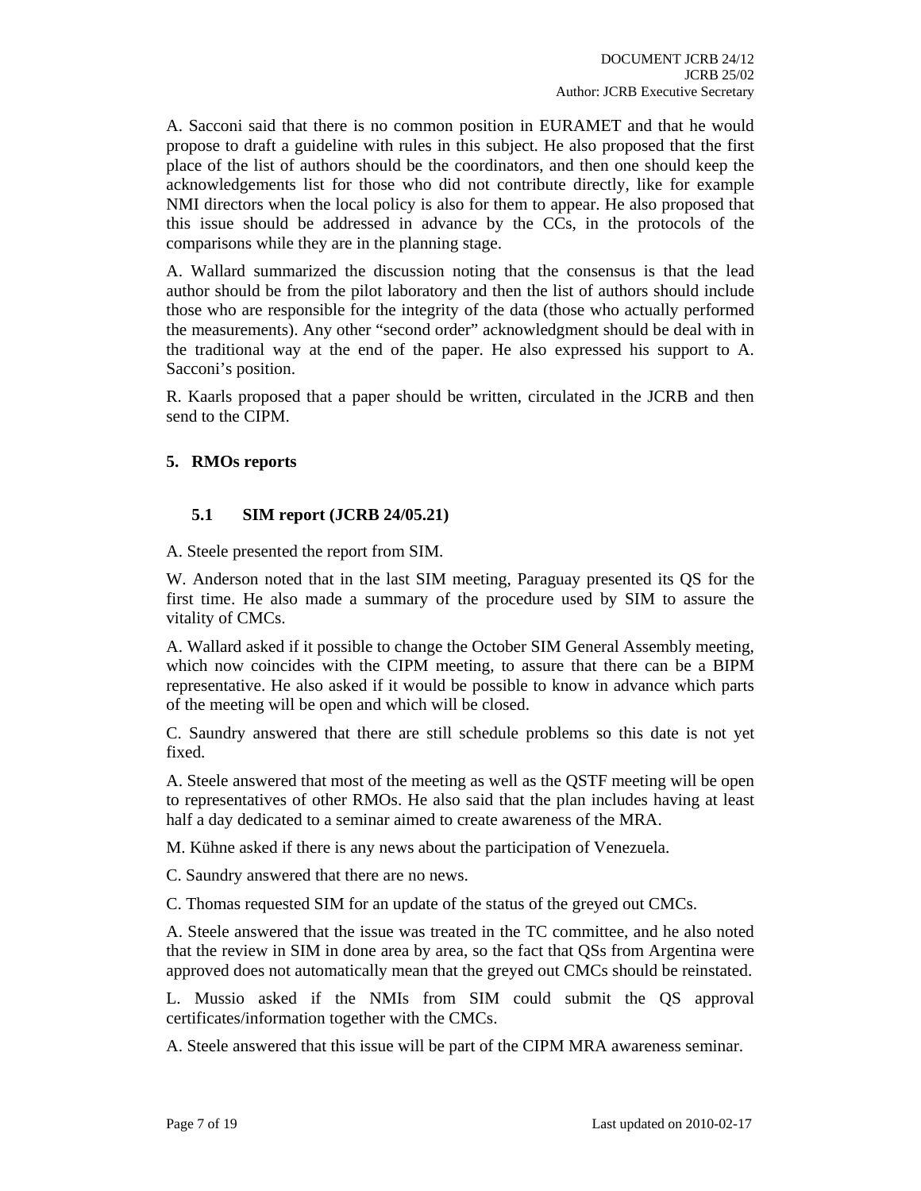A. Sacconi said that there is no common position in EURAMET and that he would propose to draft a guideline with rules in this subject. He also proposed that the first place of the list of authors should be the coordinators, and then one should keep the acknowledgements list for those who did not contribute directly, like for example NMI directors when the local policy is also for them to appear. He also proposed that this issue should be addressed in advance by the CCs, in the protocols of the comparisons while they are in the planning stage.

A. Wallard summarized the discussion noting that the consensus is that the lead author should be from the pilot laboratory and then the list of authors should include those who are responsible for the integrity of the data (those who actually performed the measurements). Any other "second order" acknowledgment should be deal with in the traditional way at the end of the paper. He also expressed his support to A. Sacconi's position.

R. Kaarls proposed that a paper should be written, circulated in the JCRB and then send to the CIPM.

## 5. RMOs reports

### 5.1 SIM report (JCRB 24/05.21)

A. Steele presented the report from SIM.

W. Anderson noted that in the last SIM meeting, Paraguay presented its QS for the first time. He also made a summary of the procedure used by SIM to assure the vitality of CMCs.

A. Wallard asked if it possible to change the October SIM General Assembly meeting, which now coincides with the CIPM meeting, to assure that there can be a BIPM representative. He also asked if it would be possible to know in advance which parts of the meeting will be open and which will be closed.

C. Saundry answered that there are still schedule problems so this date is not yet fixed.

A. Steele answered that most of the meeting as well as the QSTF meeting will be open to representatives of other RMOs. He also said that the plan includes having at least half a day dedicated to a seminar aimed to create awareness of the MRA.

M. Kühne asked if there is any news about the participation of Venezuela.

C. Saundry answered that there are no news.

C. Thomas requested SIM for an update of the status of the greyed out CMCs.

A. Steele answered that the issue was treated in the TC committee, and he also noted that the review in SIM in done area by area, so the fact that QSs from Argentina were approved does not automatically mean that the greyed out CMCs should be reinstated.

L. Mussio asked if the NMIs from SIM could submit the QS approval certificates/information together with the CMCs.

A. Steele answered that this issue will be part of the CIPM MRA awareness seminar.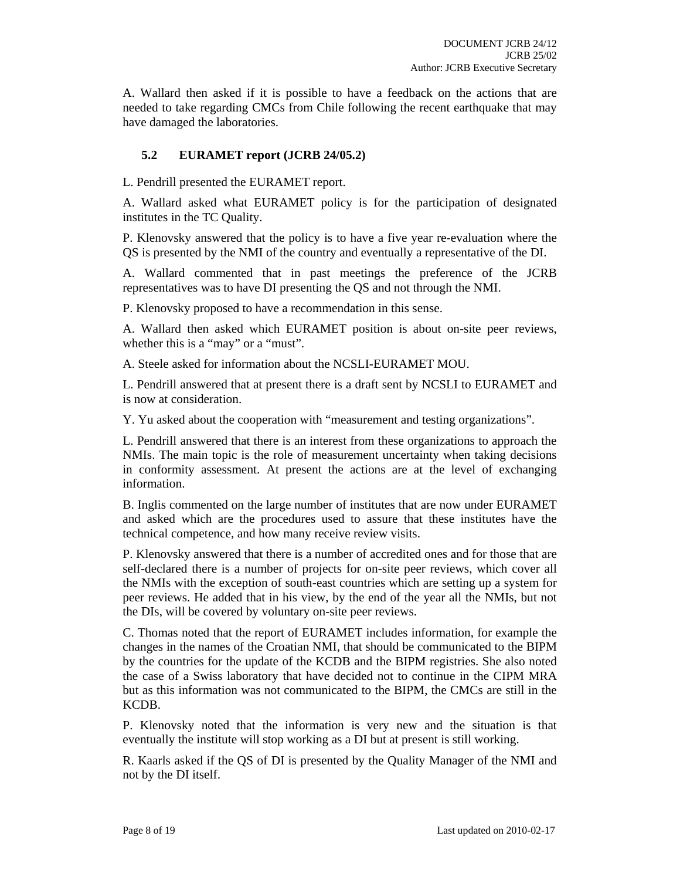A. Wallard then asked if it is possible to have a feedback on the actions that are needed to take regarding CMCs from Chile following the recent earthquake that may have damaged the laboratories.

### 5.2 EURAMET report (JCRB 24/05.2)

L. Pendrill presented the EURAMET report.

A. Wallard asked what EURAMET policy is for the participation of designated institutes in the TC Quality.

P. Klenovsky answered that the policy is to have a five year re-evaluation where the QS is presented by the NMI of the country and eventually a representative of the DI.

A. Wallard commented that in past meetings the preference of the JCRB representatives was to have DI presenting the QS and not through the NMI.

P. Klenovsky proposed to have a recommendation in this sense.

A. Wallard then asked which EURAMET position is about on-site peer reviews, whether this is a "may" or a "must".

A. Steele asked for information about the NCSLI-EURAMET MOU.

L. Pendrill answered that at present there is a draft sent by NCSLI to EURAMET and is now at consideration.

Y. Yu asked about the cooperation with "measurement and testing organizations".

L. Pendrill answered that there is an interest from these organizations to approach the NMIs. The main topic is the role of measurement uncertainty when taking decisions in conformity assessment. At present the actions are at the level of exchanging information.

B. Inglis commented on the large number of institutes that are now under EURAMET and asked which are the procedures used to assure that these institutes have the technical competence, and how many receive review visits.

P. Klenovsky answered that there is a number of accredited ones and for those that are self-declared there is a number of projects for on-site peer reviews, which cover all the NMIs with the exception of south-east countries which are setting up a system for peer reviews. He added that in his view, by the end of the year all the NMIs, but not the DIs, will be covered by voluntary on-site peer reviews.

C. Thomas noted that the report of EURAMET includes information, for example the changes in the names of the Croatian NMI, that should be communicated to the BIPM by the countries for the update of the KCDB and the BIPM registries. She also noted the case of a Swiss laboratory that have decided not to continue in the CIPM MRA but as this information was not communicated to the BIPM, the CMCs are still in the KCDB.

P. Klenovsky noted that the information is very new and the situation is that eventually the institute will stop working as a DI but at present is still working.

R. Kaarls asked if the QS of DI is presented by the Quality Manager of the NMI and not by the DI itself.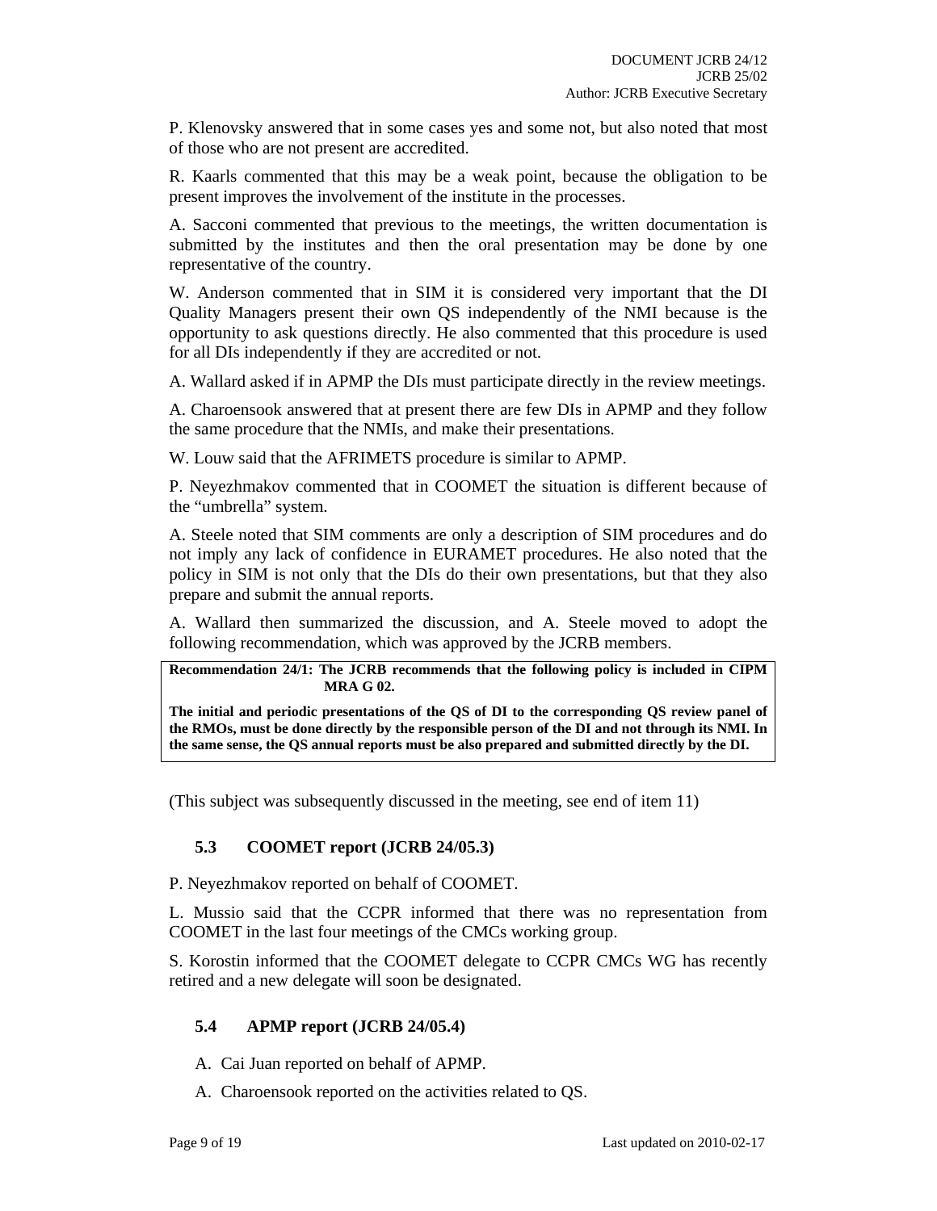P. Klenovsky answered that in some cases yes and some not, but also noted that most of those who are not present are accredited.

R. Kaarls commented that this may be a weak point, because the obligation to be present improves the involvement of the institute in the processes.

A. Sacconi commented that previous to the meetings, the written documentation is submitted by the institutes and then the oral presentation may be done by one representative of the country.

W. Anderson commented that in SIM it is considered very important that the DI Quality Managers present their own QS independently of the NMI because is the opportunity to ask questions directly. He also commented that this procedure is used for all DIs independently if they are accredited or not.

A. Wallard asked if in APMP the DIs must participate directly in the review meetings.

A. Charoensook answered that at present there are few DIs in APMP and they follow the same procedure that the NMIs, and make their presentations.

W. Louw said that the AFRIMETS procedure is similar to APMP.

P. Neyezhmakov commented that in COOMET the situation is different because of the "umbrella" system.

A. Steele noted that SIM comments are only a description of SIM procedures and do not imply any lack of confidence in EURAMET procedures. He also noted that the policy in SIM is not only that the DIs do their own presentations, but that they also prepare and submit the annual reports.

A. Wallard then summarized the discussion, and A. Steele moved to adopt the following recommendation, which was approved by the JCRB members.

**Recommendation 24/1: The JCRB recommends that the following policy is included in CIPM MRA G 02.**

**The initial and periodic presentations of the QS of DI to the corresponding QS review panel of the RMOs, must be done directly by the responsible person of the DI and not through its NMI. In the same sense, the QS annual reports must be also prepared and submitted directly by the DI.**

(This subject was subsequently discussed in the meeting, see end of item 11)

### 5.3 COOMET report (JCRB 24/05.3)

P. Neyezhmakov reported on behalf of COOMET.

L. Mussio said that the CCPR informed that there was no representation from COOMET in the last four meetings of the CMCs working group.

S. Korostin informed that the COOMET delegate to CCPR CMCs WG has recently retired and a new delegate will soon be designated.

### 5.4 APMP report (JCRB 24/05.4)

A. Cai Juan reported on behalf of APMP.

A. Charoensook reported on the activities related to QS.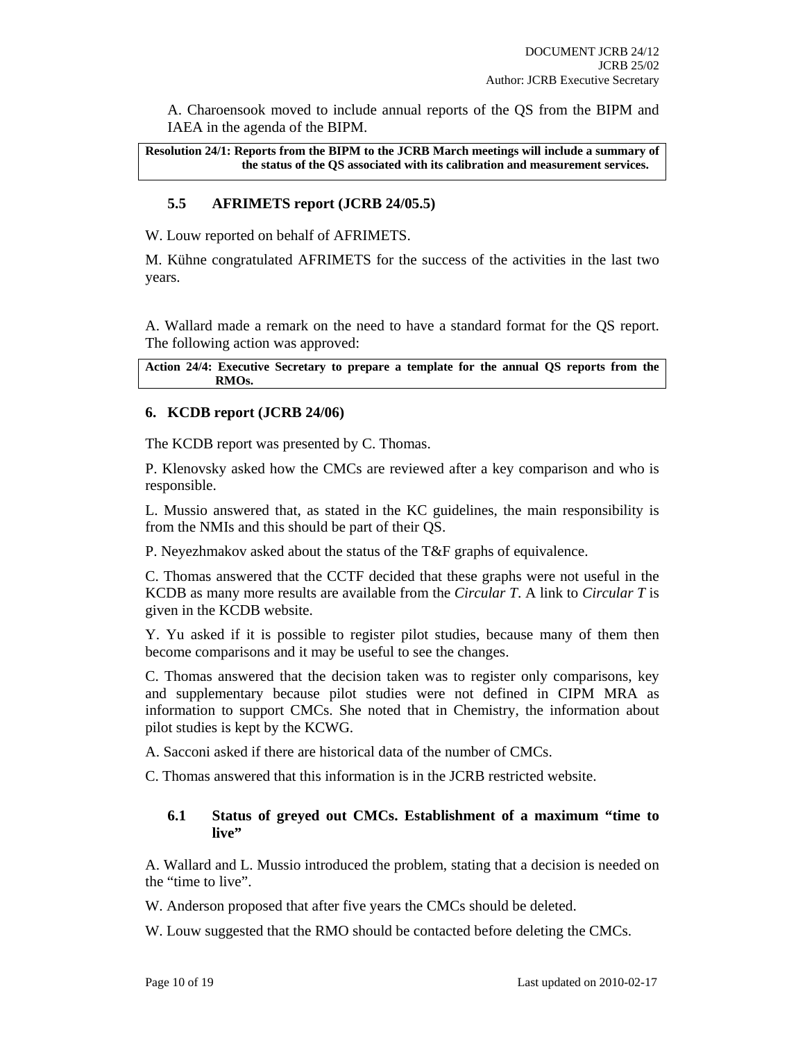A. Charoensook moved to include annual reports of the QS from the BIPM and IAEA in the agenda of the BIPM.

**Resolution 24/1: Reports from the BIPM to the JCRB March meetings will include a summary of the status of the QS associated with its calibration and measurement services.**

### 5.5 AFRIMETS report (JCRB 24/05.5)

W. Louw reported on behalf of AFRIMETS.

M. Kühne congratulated AFRIMETS for the success of the activities in the last two years.

A. Wallard made a remark on the need to have a standard format for the QS report. The following action was approved:

**Action 24/4: Executive Secretary to prepare a template for the annual QS reports from the RMOs.**

## 6. KCDB report (JCRB 24/06)

The KCDB report was presented by C. Thomas.

P. Klenovsky asked how the CMCs are reviewed after a key comparison and who is responsible.

L. Mussio answered that, as stated in the KC guidelines, the main responsibility is from the NMIs and this should be part of their QS.

P. Neyezhmakov asked about the status of the T&F graphs of equivalence.

C. Thomas answered that the CCTF decided that these graphs were not useful in the KCDB as many more results are available from the *Circular T*. A link to *Circular T* is given in the KCDB website.

Y. Yu asked if it is possible to register pilot studies, because many of them then become comparisons and it may be useful to see the changes.

C. Thomas answered that the decision taken was to register only comparisons, key and supplementary because pilot studies were not defined in CIPM MRA as information to support CMCs. She noted that in Chemistry, the information about pilot studies is kept by the KCWG.

A. Sacconi asked if there are historical data of the number of CMCs.

C. Thomas answered that this information is in the JCRB restricted website.

### 6.1 Status of greyed out CMCs. Establishment of a maximum "time to live"

A. Wallard and L. Mussio introduced the problem, stating that a decision is needed on the "time to live".

W. Anderson proposed that after five years the CMCs should be deleted.

W. Louw suggested that the RMO should be contacted before deleting the CMCs.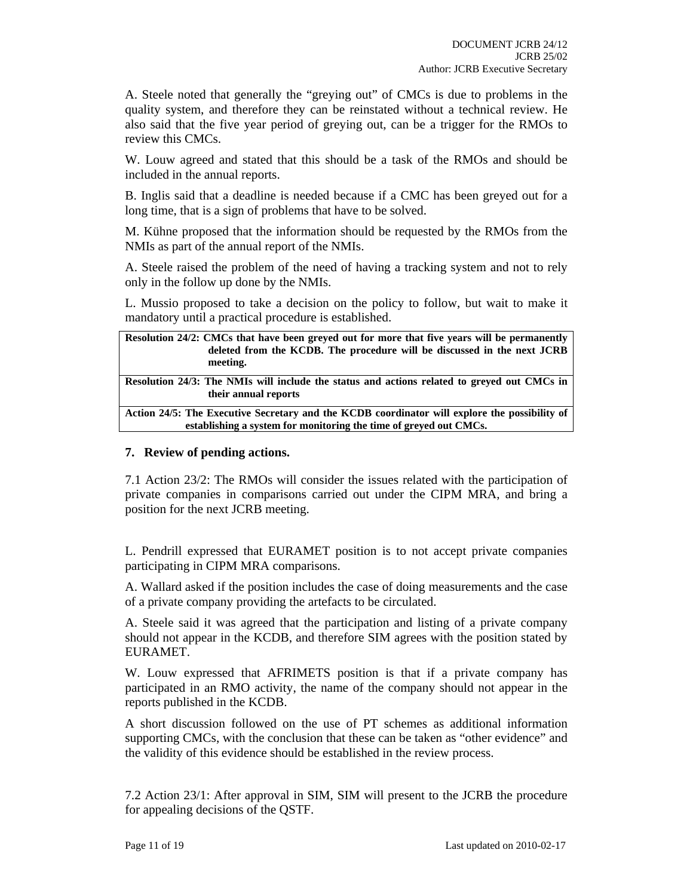A. Steele noted that generally the "greying out" of CMCs is due to problems in the quality system, and therefore they can be reinstated without a technical review. He also said that the five year period of greying out, can be a trigger for the RMOs to review this CMCs.

W. Louw agreed and stated that this should be a task of the RMOs and should be included in the annual reports.

B. Inglis said that a deadline is needed because if a CMC has been greyed out for a long time, that is a sign of problems that have to be solved.

M. Kühne proposed that the information should be requested by the RMOs from the NMIs as part of the annual report of the NMIs.

A. Steele raised the problem of the need of having a tracking system and not to rely only in the follow up done by the NMIs.

L. Mussio proposed to take a decision on the policy to follow, but wait to make it mandatory until a practical procedure is established.

**Resolution 24/2: CMCs that have been greyed out for more that five years will be permanently deleted from the KCDB. The procedure will be discussed in the next JCRB meeting.**

**Resolution 24/3: The NMIs will include the status and actions related to greyed out CMCs in their annual reports**

**Action 24/5: The Executive Secretary and the KCDB coordinator will explore the possibility of establishing a system for monitoring the time of greyed out CMCs.**

## 7. Review of pending actions.

7.1 Action 23/2: The RMOs will consider the issues related with the participation of private companies in comparisons carried out under the CIPM MRA, and bring a position for the next JCRB meeting.

L. Pendrill expressed that EURAMET position is to not accept private companies participating in CIPM MRA comparisons.

A. Wallard asked if the position includes the case of doing measurements and the case of a private company providing the artefacts to be circulated.

A. Steele said it was agreed that the participation and listing of a private company should not appear in the KCDB, and therefore SIM agrees with the position stated by EURAMET.

W. Louw expressed that AFRIMETS position is that if a private company has participated in an RMO activity, the name of the company should not appear in the reports published in the KCDB.

A short discussion followed on the use of PT schemes as additional information supporting CMCs, with the conclusion that these can be taken as "other evidence" and the validity of this evidence should be established in the review process.

7.2 Action 23/1: After approval in SIM, SIM will present to the JCRB the procedure for appealing decisions of the QSTF.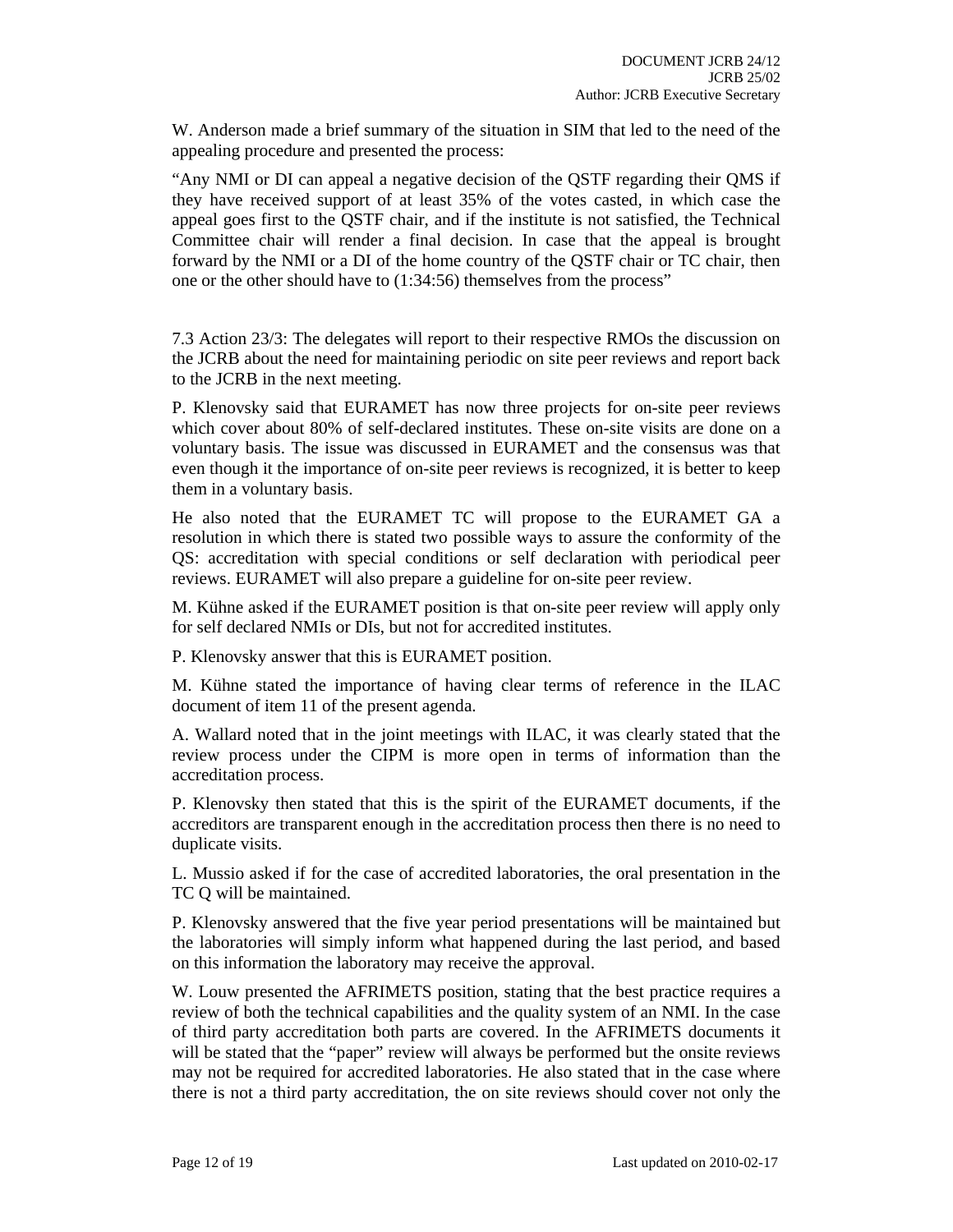W. Anderson made a brief summary of the situation in SIM that led to the need of the appealing procedure and presented the process:

"Any NMI or DI can appeal a negative decision of the QSTF regarding their QMS if they have received support of at least 35% of the votes casted, in which case the appeal goes first to the QSTF chair, and if the institute is not satisfied, the Technical Committee chair will render a final decision. In case that the appeal is brought forward by the NMI or a DI of the home country of the QSTF chair or TC chair, then one or the other should have to (1:34:56) themselves from the process"

7.3 Action 23/3: The delegates will report to their respective RMOs the discussion on the JCRB about the need for maintaining periodic on site peer reviews and report back to the JCRB in the next meeting.

P. Klenovsky said that EURAMET has now three projects for on-site peer reviews which cover about 80% of self-declared institutes. These on-site visits are done on a voluntary basis. The issue was discussed in EURAMET and the consensus was that even though it the importance of on-site peer reviews is recognized, it is better to keep them in a voluntary basis.

He also noted that the EURAMET TC will propose to the EURAMET GA a resolution in which there is stated two possible ways to assure the conformity of the QS: accreditation with special conditions or self declaration with periodical peer reviews. EURAMET will also prepare a guideline for on-site peer review.

M. Kühne asked if the EURAMET position is that on-site peer review will apply only for self declared NMIs or DIs, but not for accredited institutes.

P. Klenovsky answer that this is EURAMET position.

M. Kühne stated the importance of having clear terms of reference in the ILAC document of item 11 of the present agenda.

A. Wallard noted that in the joint meetings with ILAC, it was clearly stated that the review process under the CIPM is more open in terms of information than the accreditation process.

P. Klenovsky then stated that this is the spirit of the EURAMET documents, if the accreditors are transparent enough in the accreditation process then there is no need to duplicate visits.

L. Mussio asked if for the case of accredited laboratories, the oral presentation in the TC Q will be maintained.

P. Klenovsky answered that the five year period presentations will be maintained but the laboratories will simply inform what happened during the last period, and based on this information the laboratory may receive the approval.

W. Louw presented the AFRIMETS position, stating that the best practice requires a review of both the technical capabilities and the quality system of an NMI. In the case of third party accreditation both parts are covered. In the AFRIMETS documents it will be stated that the "paper" review will always be performed but the onsite reviews may not be required for accredited laboratories. He also stated that in the case where there is not a third party accreditation, the on site reviews should cover not only the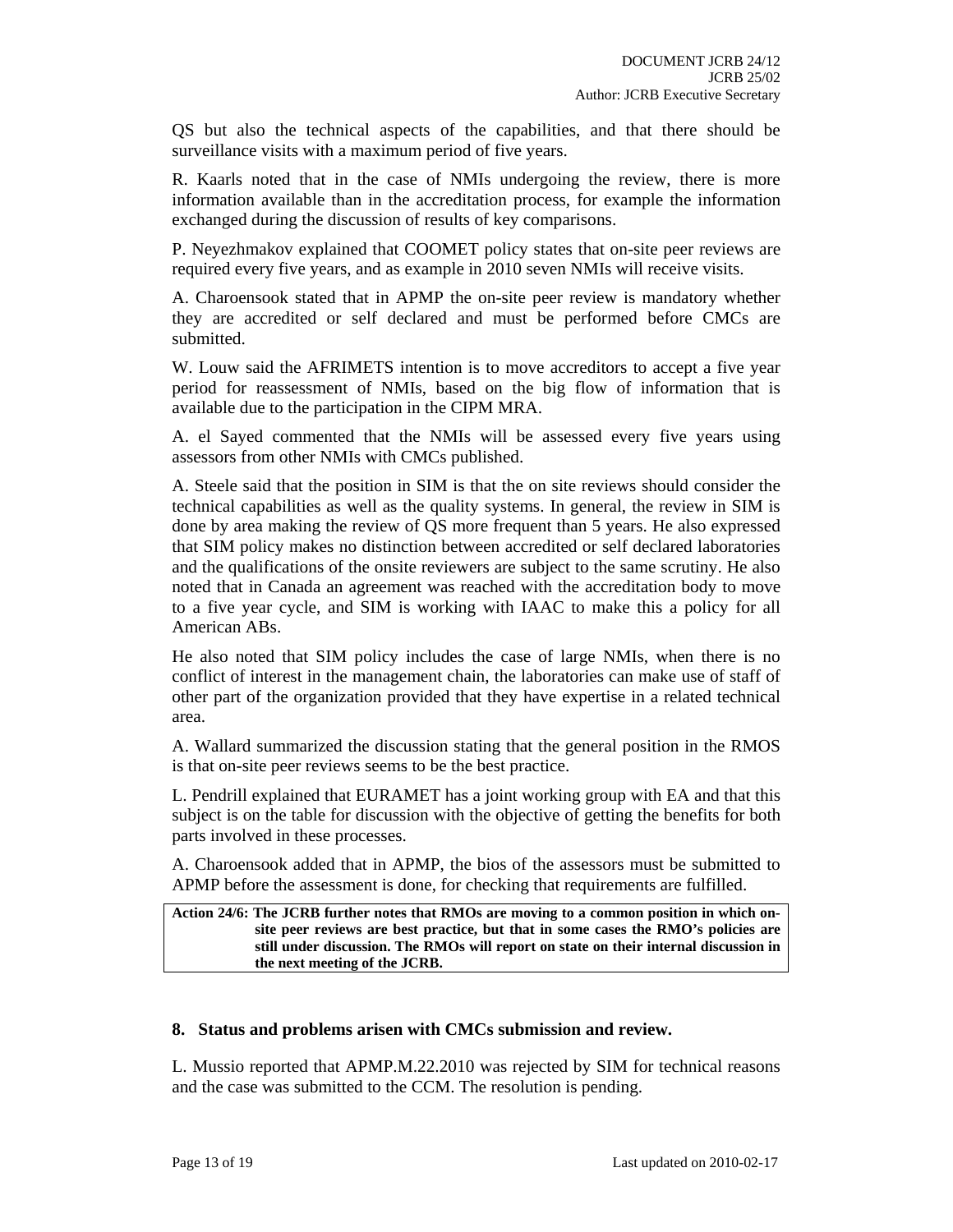QS but also the technical aspects of the capabilities, and that there should be surveillance visits with a maximum period of five years.

R. Kaarls noted that in the case of NMIs undergoing the review, there is more information available than in the accreditation process, for example the information exchanged during the discussion of results of key comparisons.

P. Neyezhmakov explained that COOMET policy states that on-site peer reviews are required every five years, and as example in 2010 seven NMIs will receive visits.

A. Charoensook stated that in APMP the on-site peer review is mandatory whether they are accredited or self declared and must be performed before CMCs are submitted.

W. Louw said the AFRIMETS intention is to move accreditors to accept a five year period for reassessment of NMIs, based on the big flow of information that is available due to the participation in the CIPM MRA.

A. el Sayed commented that the NMIs will be assessed every five years using assessors from other NMIs with CMCs published.

A. Steele said that the position in SIM is that the on site reviews should consider the technical capabilities as well as the quality systems. In general, the review in SIM is done by area making the review of QS more frequent than 5 years. He also expressed that SIM policy makes no distinction between accredited or self declared laboratories and the qualifications of the onsite reviewers are subject to the same scrutiny. He also noted that in Canada an agreement was reached with the accreditation body to move to a five year cycle, and SIM is working with IAAC to make this a policy for all American ABs.

He also noted that SIM policy includes the case of large NMIs, when there is no conflict of interest in the management chain, the laboratories can make use of staff of other part of the organization provided that they have expertise in a related technical area.

A. Wallard summarized the discussion stating that the general position in the RMOS is that on-site peer reviews seems to be the best practice.

L. Pendrill explained that EURAMET has a joint working group with EA and that this subject is on the table for discussion with the objective of getting the benefits for both parts involved in these processes.

A. Charoensook added that in APMP, the bios of the assessors must be submitted to APMP before the assessment is done, for checking that requirements are fulfilled.

**Action 24/6: The JCRB further notes that RMOs are moving to a common position in which on-site peer reviews are best practice, but that in some cases the RMO's policies are still under discussion. The RMOs will report on state on their internal discussion in the next meeting of the JCRB.**

## 8. Status and problems arisen with CMCs submission and review.

L. Mussio reported that APMP.M.22.2010 was rejected by SIM for technical reasons and the case was submitted to the CCM. The resolution is pending.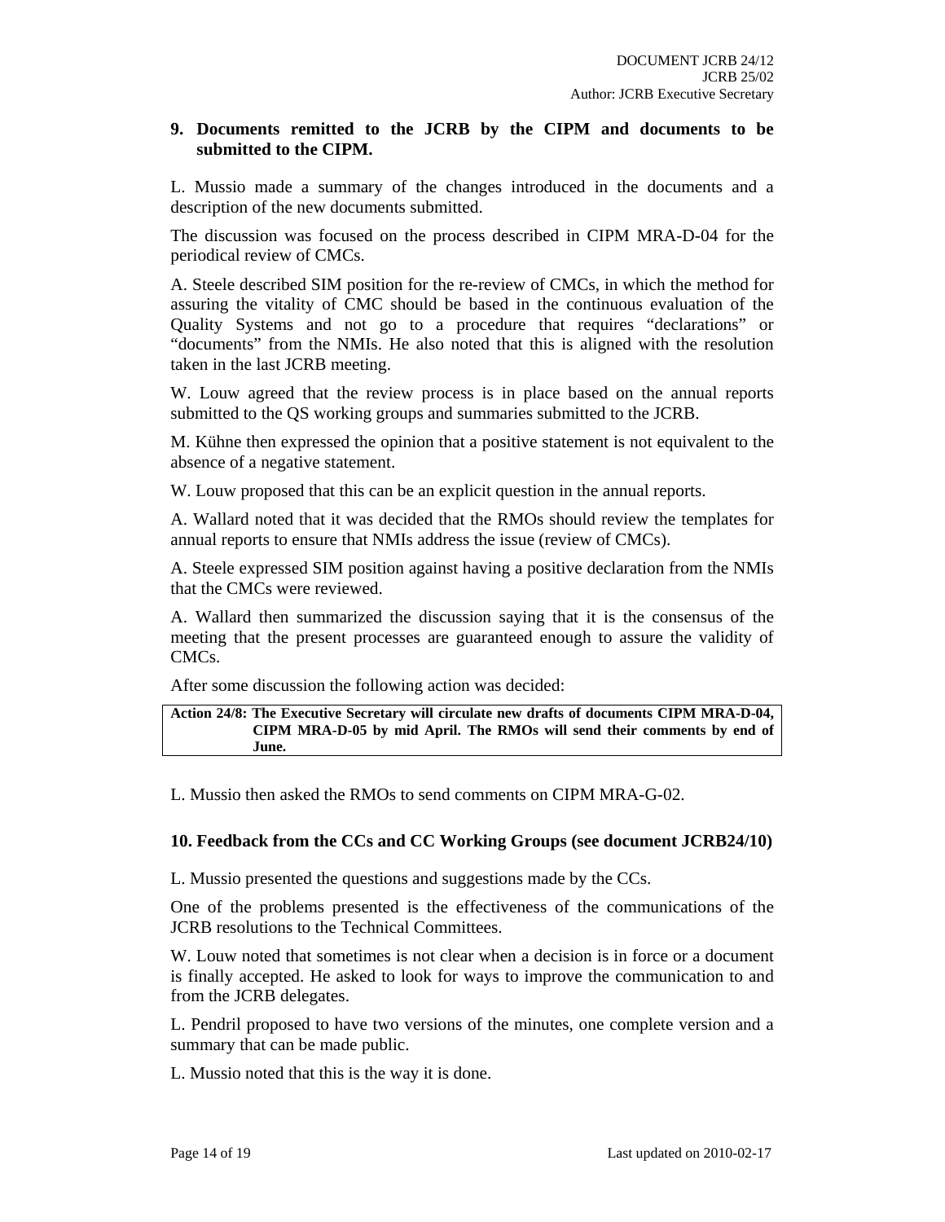## 9. Documents remitted to the JCRB by the CIPM and documents to be submitted to the CIPM.

L. Mussio made a summary of the changes introduced in the documents and a description of the new documents submitted.

The discussion was focused on the process described in CIPM MRA-D-04 for the periodical review of CMCs.

A. Steele described SIM position for the re-review of CMCs, in which the method for assuring the vitality of CMC should be based in the continuous evaluation of the Quality Systems and not go to a procedure that requires "declarations" or "documents" from the NMIs. He also noted that this is aligned with the resolution taken in the last JCRB meeting.

W. Louw agreed that the review process is in place based on the annual reports submitted to the QS working groups and summaries submitted to the JCRB.

M. Kühne then expressed the opinion that a positive statement is not equivalent to the absence of a negative statement.

W. Louw proposed that this can be an explicit question in the annual reports.

A. Wallard noted that it was decided that the RMOs should review the templates for annual reports to ensure that NMIs address the issue (review of CMCs).

A. Steele expressed SIM position against having a positive declaration from the NMIs that the CMCs were reviewed.

A. Wallard then summarized the discussion saying that it is the consensus of the meeting that the present processes are guaranteed enough to assure the validity of CMCs.

After some discussion the following action was decided:

| **Action 24/8: The Executive Secretary will circulate new drafts of documents CIPM MRA-D-04, CIPM MRA-D-05 by mid April. The RMOs will send their comments by end of June.** |
|---|

L. Mussio then asked the RMOs to send comments on CIPM MRA-G-02.

## 10. Feedback from the CCs and CC Working Groups (see document JCRB24/10)

L. Mussio presented the questions and suggestions made by the CCs.

One of the problems presented is the effectiveness of the communications of the JCRB resolutions to the Technical Committees.

W. Louw noted that sometimes is not clear when a decision is in force or a document is finally accepted. He asked to look for ways to improve the communication to and from the JCRB delegates.

L. Pendril proposed to have two versions of the minutes, one complete version and a summary that can be made public.

L. Mussio noted that this is the way it is done.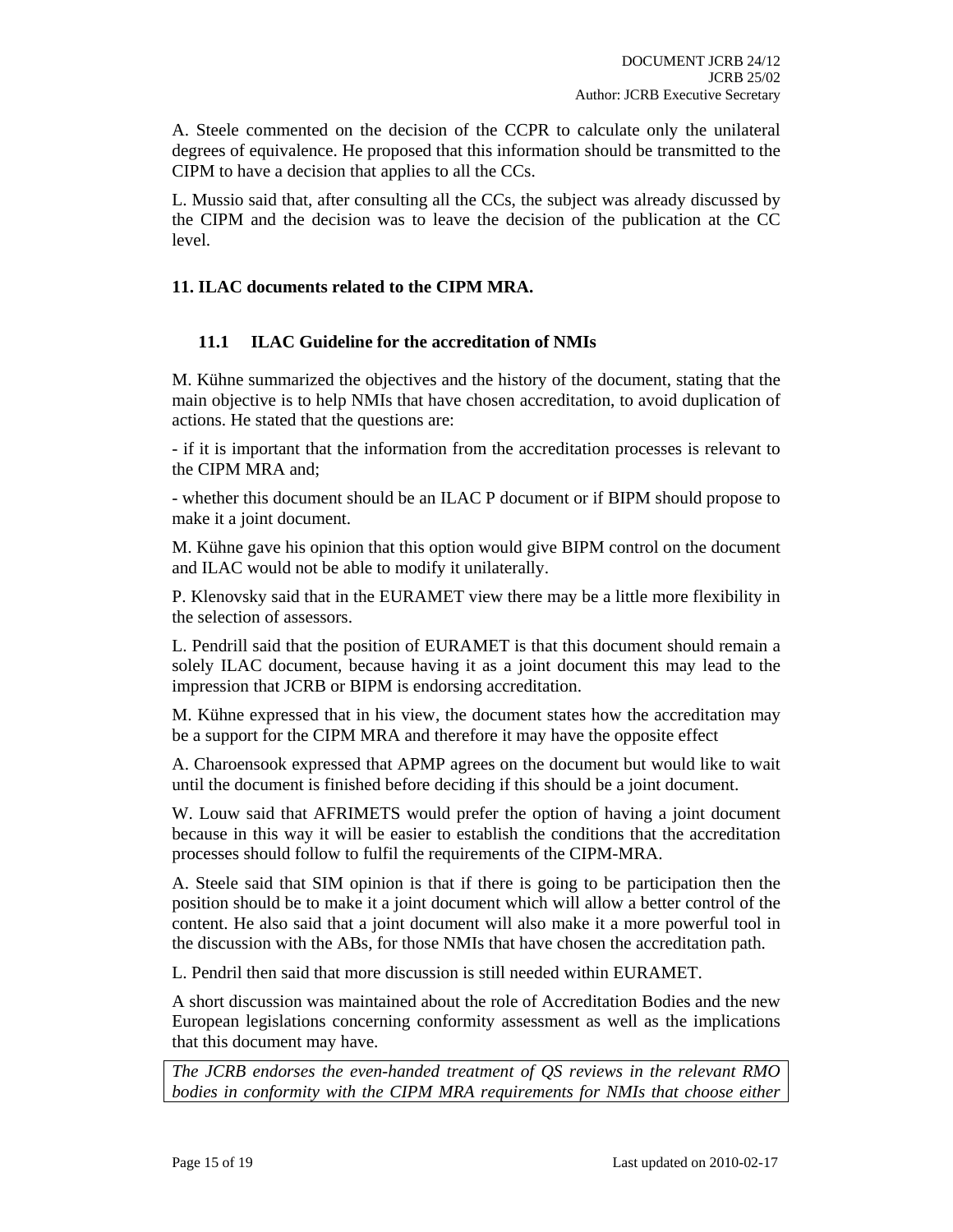A. Steele commented on the decision of the CCPR to calculate only the unilateral degrees of equivalence. He proposed that this information should be transmitted to the CIPM to have a decision that applies to all the CCs.

L. Mussio said that, after consulting all the CCs, the subject was already discussed by the CIPM and the decision was to leave the decision of the publication at the CC level.

## 11. ILAC documents related to the CIPM MRA.

### 11.1 ILAC Guideline for the accreditation of NMIs

M. Kühne summarized the objectives and the history of the document, stating that the main objective is to help NMIs that have chosen accreditation, to avoid duplication of actions. He stated that the questions are:

- if it is important that the information from the accreditation processes is relevant to the CIPM MRA and;

- whether this document should be an ILAC P document or if BIPM should propose to make it a joint document.

M. Kühne gave his opinion that this option would give BIPM control on the document and ILAC would not be able to modify it unilaterally.

P. Klenovsky said that in the EURAMET view there may be a little more flexibility in the selection of assessors.

L. Pendrill said that the position of EURAMET is that this document should remain a solely ILAC document, because having it as a joint document this may lead to the impression that JCRB or BIPM is endorsing accreditation.

M. Kühne expressed that in his view, the document states how the accreditation may be a support for the CIPM MRA and therefore it may have the opposite effect

A. Charoensook expressed that APMP agrees on the document but would like to wait until the document is finished before deciding if this should be a joint document.

W. Louw said that AFRIMETS would prefer the option of having a joint document because in this way it will be easier to establish the conditions that the accreditation processes should follow to fulfil the requirements of the CIPM-MRA.

A. Steele said that SIM opinion is that if there is going to be participation then the position should be to make it a joint document which will allow a better control of the content. He also said that a joint document will also make it a more powerful tool in the discussion with the ABs, for those NMIs that have chosen the accreditation path.

L. Pendril then said that more discussion is still needed within EURAMET.

A short discussion was maintained about the role of Accreditation Bodies and the new European legislations concerning conformity assessment as well as the implications that this document may have.

*The JCRB endorses the even-handed treatment of QS reviews in the relevant RMO bodies in conformity with the CIPM MRA requirements for NMIs that choose either*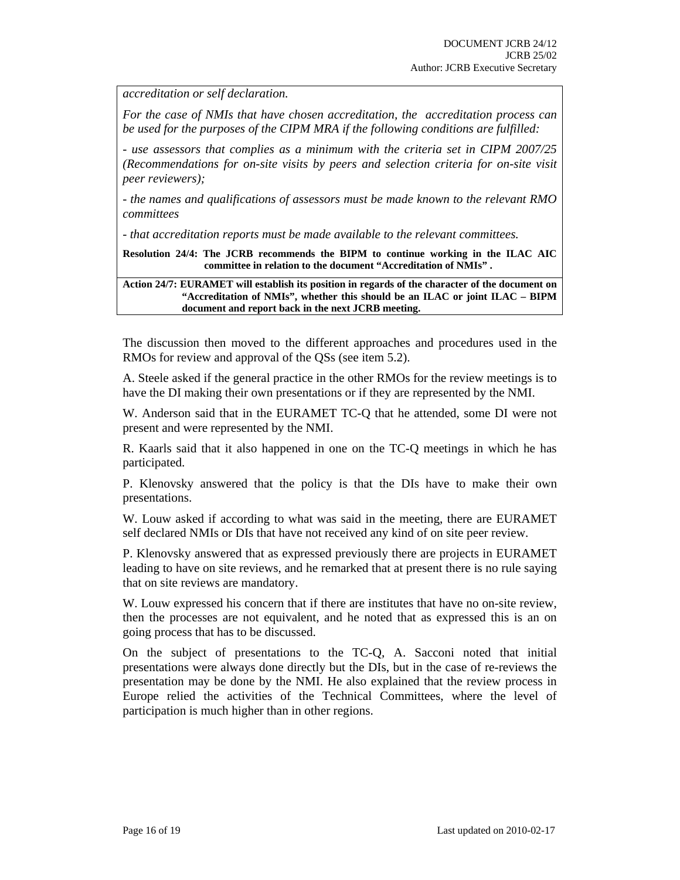*accreditation or self declaration.*

*For the case of NMIs that have chosen accreditation, the accreditation process can be used for the purposes of the CIPM MRA if the following conditions are fulfilled:*

*- use assessors that complies as a minimum with the criteria set in CIPM 2007/25 (Recommendations for on-site visits by peers and selection criteria for on-site visit peer reviewers);*

*- the names and qualifications of assessors must be made known to the relevant RMO committees*

*- that accreditation reports must be made available to the relevant committees.*

**Resolution 24/4: The JCRB recommends the BIPM to continue working in the ILAC AIC committee in relation to the document "Accreditation of NMIs" .**

**Action 24/7: EURAMET will establish its position in regards of the character of the document on "Accreditation of NMIs", whether this should be an ILAC or joint ILAC – BIPM document and report back in the next JCRB meeting.**

The discussion then moved to the different approaches and procedures used in the RMOs for review and approval of the QSs (see item 5.2).

A. Steele asked if the general practice in the other RMOs for the review meetings is to have the DI making their own presentations or if they are represented by the NMI.

W. Anderson said that in the EURAMET TC-Q that he attended, some DI were not present and were represented by the NMI.

R. Kaarls said that it also happened in one on the TC-Q meetings in which he has participated.

P. Klenovsky answered that the policy is that the DIs have to make their own presentations.

W. Louw asked if according to what was said in the meeting, there are EURAMET self declared NMIs or DIs that have not received any kind of on site peer review.

P. Klenovsky answered that as expressed previously there are projects in EURAMET leading to have on site reviews, and he remarked that at present there is no rule saying that on site reviews are mandatory.

W. Louw expressed his concern that if there are institutes that have no on-site review, then the processes are not equivalent, and he noted that as expressed this is an on going process that has to be discussed.

On the subject of presentations to the TC-Q, A. Sacconi noted that initial presentations were always done directly but the DIs, but in the case of re-reviews the presentation may be done by the NMI. He also explained that the review process in Europe relied the activities of the Technical Committees, where the level of participation is much higher than in other regions.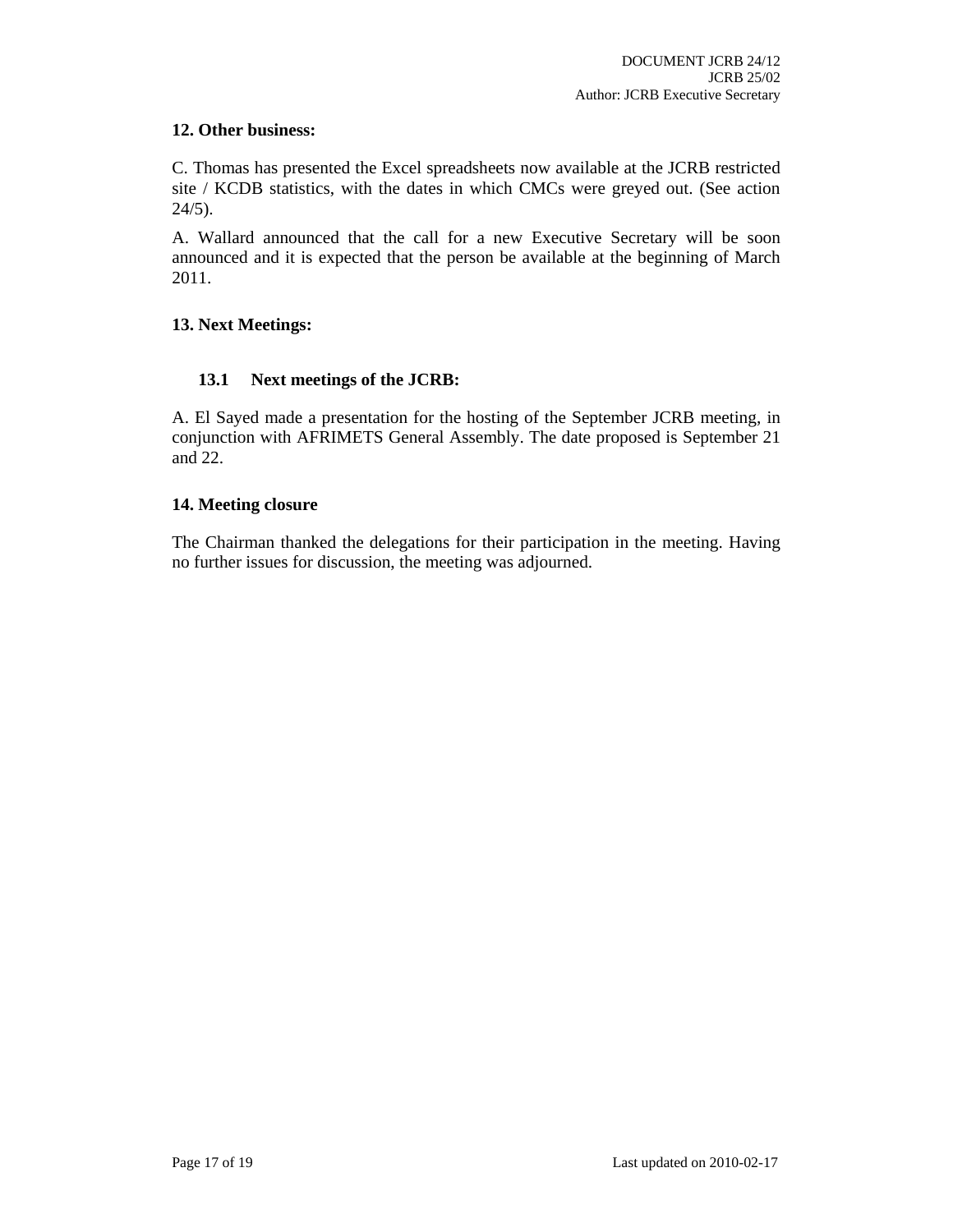## 12. Other business:

C. Thomas has presented the Excel spreadsheets now available at the JCRB restricted site / KCDB statistics, with the dates in which CMCs were greyed out. (See action 24/5).

A. Wallard announced that the call for a new Executive Secretary will be soon announced and it is expected that the person be available at the beginning of March 2011.

## 13. Next Meetings:

### 13.1 Next meetings of the JCRB:

A. El Sayed made a presentation for the hosting of the September JCRB meeting, in conjunction with AFRIMETS General Assembly. The date proposed is September 21 and 22.

## 14. Meeting closure

The Chairman thanked the delegations for their participation in the meeting. Having no further issues for discussion, the meeting was adjourned.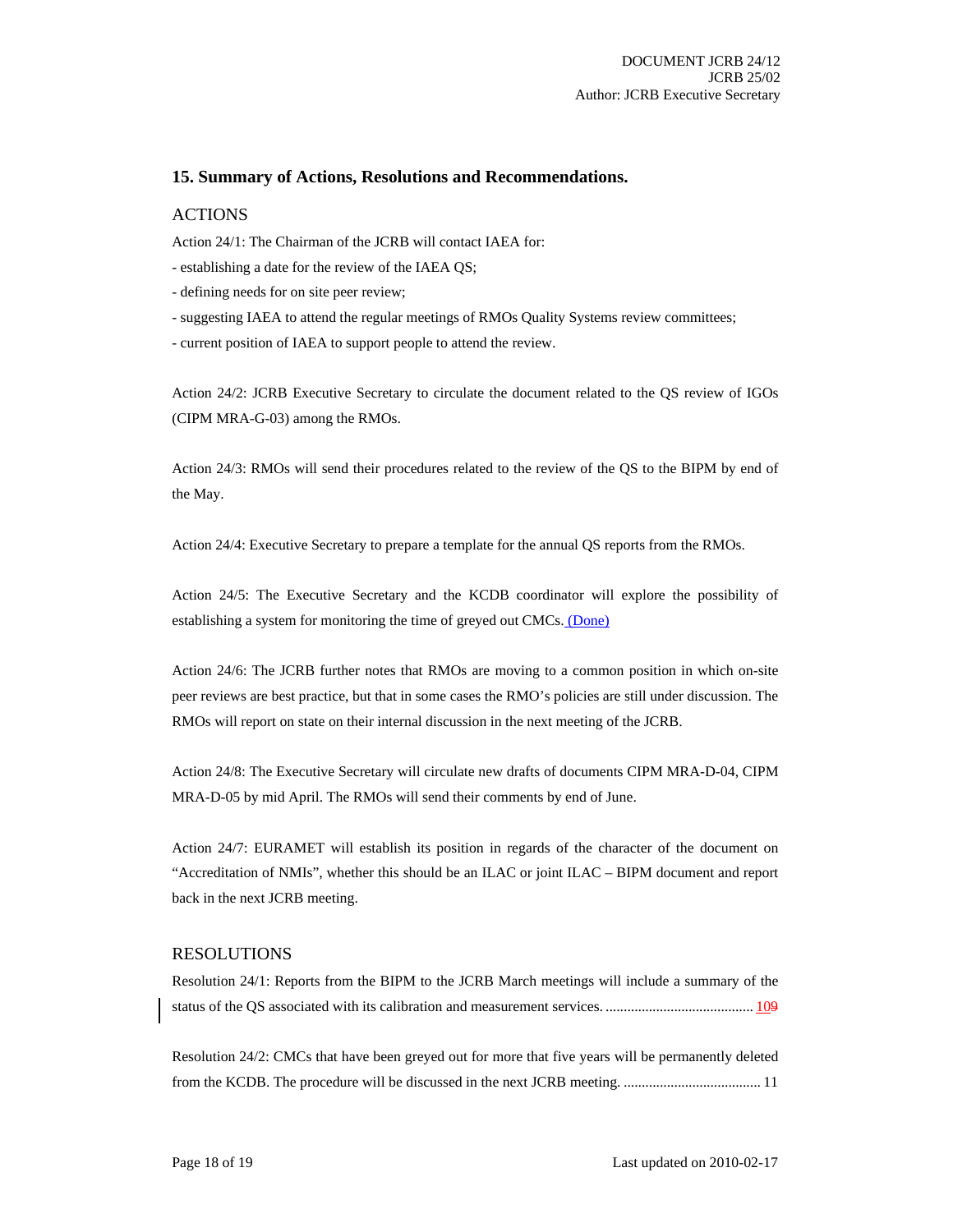## 15. Summary of Actions, Resolutions and Recommendations.

### ACTIONS

Action 24/1: The Chairman of the JCRB will contact IAEA for:

- establishing a date for the review of the IAEA QS;
- defining needs for on site peer review;
- suggesting IAEA to attend the regular meetings of RMOs Quality Systems review committees;
- current position of IAEA to support people to attend the review.

Action 24/2: JCRB Executive Secretary to circulate the document related to the QS review of IGOs (CIPM MRA-G-03) among the RMOs.

Action 24/3: RMOs will send their procedures related to the review of the QS to the BIPM by end of the May.

Action 24/4: Executive Secretary to prepare a template for the annual QS reports from the RMOs.

Action 24/5: The Executive Secretary and the KCDB coordinator will explore the possibility of establishing a system for monitoring the time of greyed out CMCs. (Done)

Action 24/6: The JCRB further notes that RMOs are moving to a common position in which on-site peer reviews are best practice, but that in some cases the RMO's policies are still under discussion. The RMOs will report on state on their internal discussion in the next meeting of the JCRB.

Action 24/8: The Executive Secretary will circulate new drafts of documents CIPM MRA-D-04, CIPM MRA-D-05 by mid April. The RMOs will send their comments by end of June.

Action 24/7: EURAMET will establish its position in regards of the character of the document on "Accreditation of NMIs", whether this should be an ILAC or joint ILAC – BIPM document and report back in the next JCRB meeting.

### RESOLUTIONS

Resolution 24/1: Reports from the BIPM to the JCRB March meetings will include a summary of the status of the QS associated with its calibration and measurement services. ........................................ 109

Resolution 24/2: CMCs that have been greyed out for more that five years will be permanently deleted from the KCDB. The procedure will be discussed in the next JCRB meeting. ..................................... 11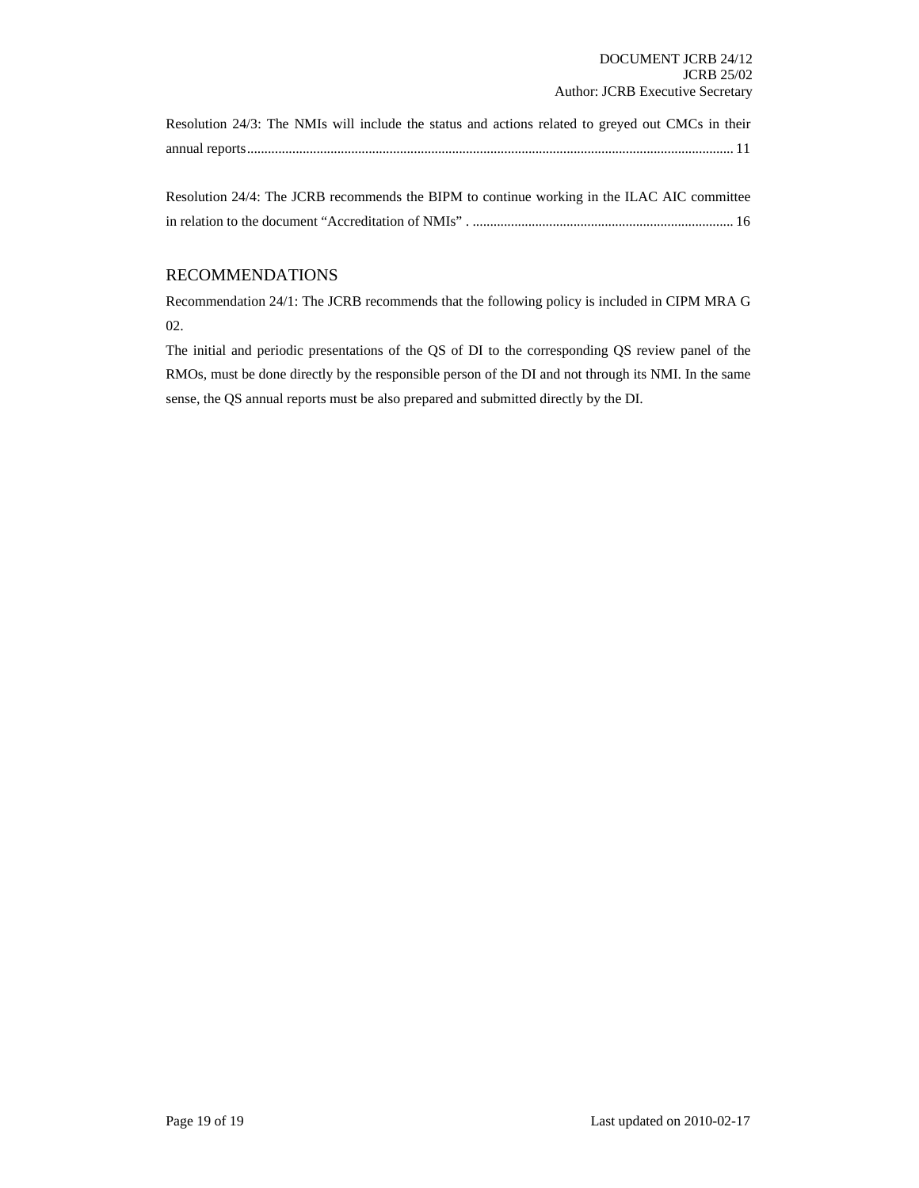Resolution 24/3: The NMIs will include the status and actions related to greyed out CMCs in their annual reports........................................................................................................................................ 11

Resolution 24/4: The JCRB recommends the BIPM to continue working in the ILAC AIC committee in relation to the document “Accreditation of NMIs” . ........................................................................... 16

## RECOMMENDATIONS

Recommendation 24/1: The JCRB recommends that the following policy is included in CIPM MRA G 02.

The initial and periodic presentations of the QS of DI to the corresponding QS review panel of the RMOs, must be done directly by the responsible person of the DI and not through its NMI. In the same sense, the QS annual reports must be also prepared and submitted directly by the DI.